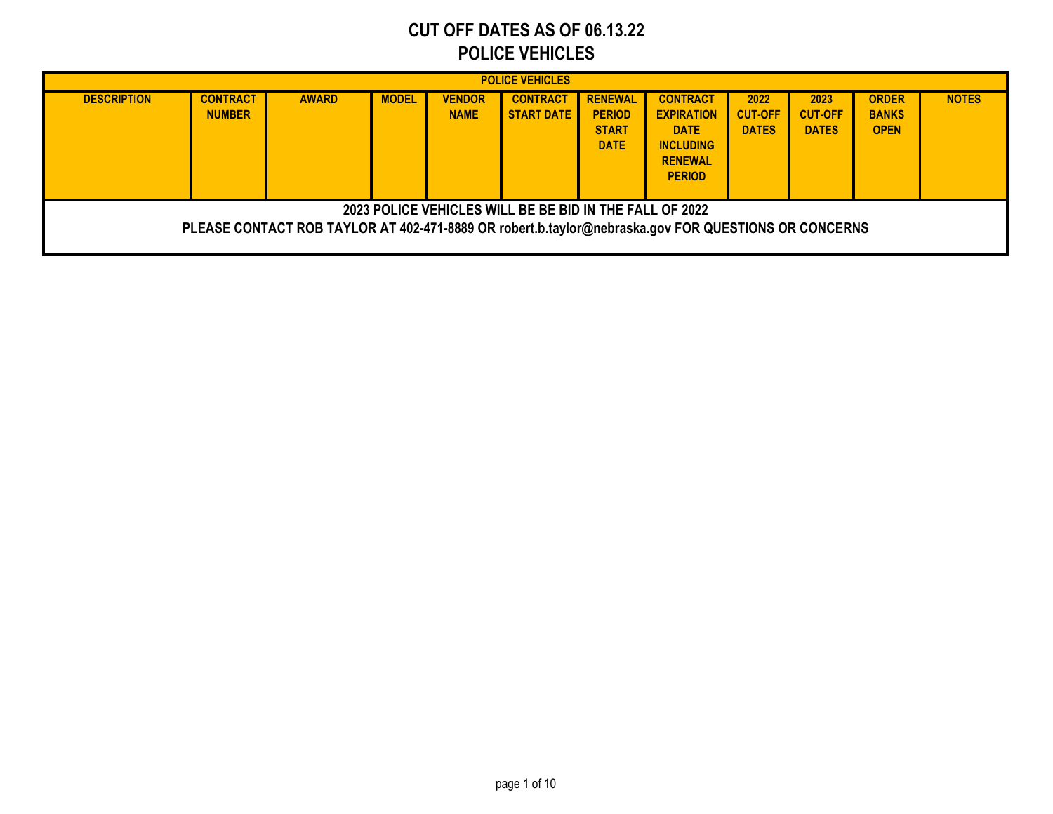# CUT OFF DATES AS OF 06.13.22

# POLICE VEHICLES

| POLICE VEHICLES | | | | | | | | | | | |
|---|---|---|---|---|---|---|---|---|---|---|---|
| DESCRIPTION | CONTRACT NUMBER | AWARD | MODEL | VENDOR NAME | CONTRACT START DATE | RENEWAL PERIOD START DATE | CONTRACT EXPIRATION DATE INCLUDING RENEWAL PERIOD | 2022 CUT-OFF DATES | 2023 CUT-OFF DATES | ORDER BANKS OPEN | NOTES |
| 2023 POLICE VEHICLES WILL BE BE BID IN THE FALL OF 2022<br>PLEASE CONTACT ROB TAYLOR AT 402-471-8889 OR robert.b.taylor@nebraska.gov FOR QUESTIONS OR CONCERNS | | | | | | | | | | | |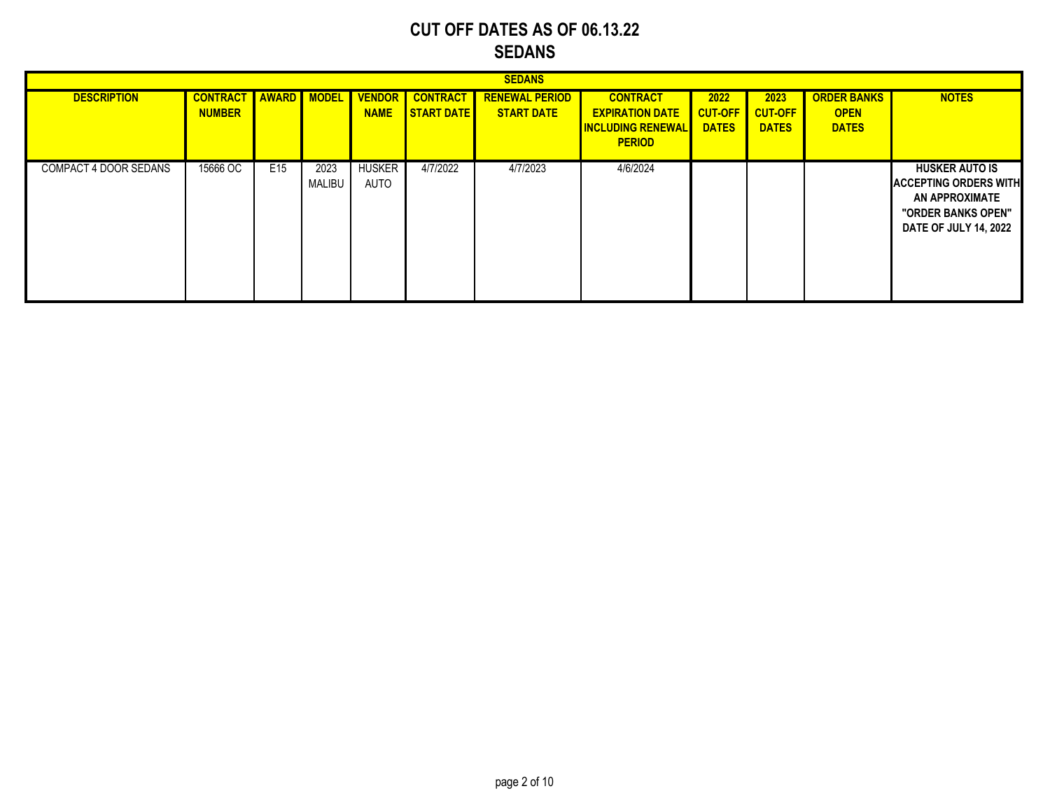# CUT OFF DATES AS OF 06.13.22
## SEDANS

| SEDANS | | | | | | | | | | | |
|---|---|---|---|---|---|---|---|---|---|---|---|
| **DESCRIPTION** | **CONTRACT NUMBER** | **AWARD** | **MODEL** | **VENDOR NAME** | **CONTRACT START DATE** | **RENEWAL PERIOD START DATE** | **CONTRACT EXPIRATION DATE INCLUDING RENEWAL PERIOD** | **2022 CUT-OFF DATES** | **2023 CUT-OFF DATES** | **ORDER BANKS OPEN DATES** | **NOTES** |
| COMPACT 4 DOOR SEDANS | 15666 OC | E15 | 2023 MALIBU | HUSKER AUTO | 4/7/2022 | 4/7/2023 | 4/6/2024 | | | | **HUSKER AUTO IS ACCEPTING ORDERS WITH AN APPROXIMATE "ORDER BANKS OPEN" DATE OF JULY 14, 2022** |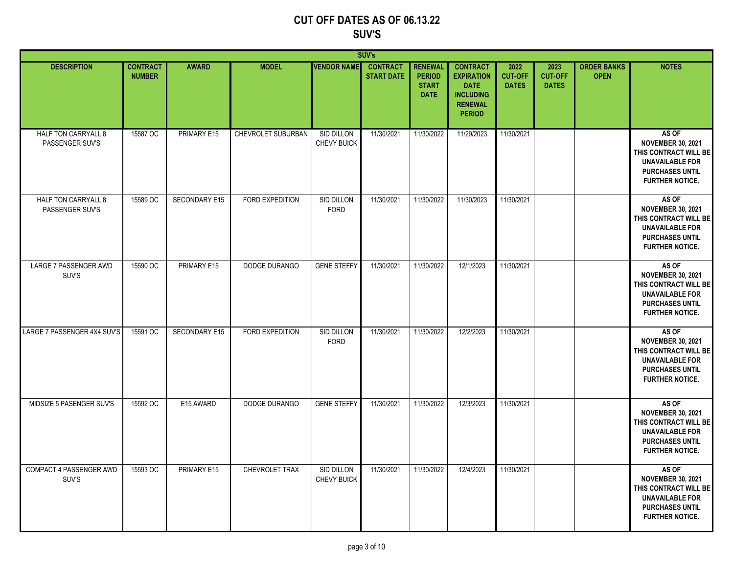# CUT OFF DATES AS OF 06.13.22
## SUV'S

| SUV's | | | | | | | | | | | |
|---|---|---|---|---|---|---|---|---|---|---|---|
| **DESCRIPTION** | **CONTRACT NUMBER** | **AWARD** | **MODEL** | **VENDOR NAME** | **CONTRACT START DATE** | **RENEWAL PERIOD START DATE** | **CONTRACT EXPIRATION DATE INCLUDING RENEWAL PERIOD** | **2022 CUT-OFF DATES** | **2023 CUT-OFF DATES** | **ORDER BANKS OPEN** | **NOTES** |
| HALF TON CARRYALL 8 PASSENGER SUV'S | 15587 OC | PRIMARY E15 | CHEVROLET SUBURBAN | SID DILLON CHEVY BUICK | 11/30/2021 | 11/30/2022 | 11/29/2023 | 11/30/2021 | | | **AS OF NOVEMBER 30, 2021 THIS CONTRACT WILL BE UNAVAILABLE FOR PURCHASES UNTIL FURTHER NOTICE.** |
| HALF TON CARRYALL 8 PASSENGER SUV'S | 15589 OC | SECONDARY E15 | FORD EXPEDITION | SID DILLON FORD | 11/30/2021 | 11/30/2022 | 11/30/2023 | 11/30/2021 | | | **AS OF NOVEMBER 30, 2021 THIS CONTRACT WILL BE UNAVAILABLE FOR PURCHASES UNTIL FURTHER NOTICE.** |
| LARGE 7 PASSENGER AWD SUV'S | 15590 OC | PRIMARY E15 | DODGE DURANGO | GENE STEFFY | 11/30/2021 | 11/30/2022 | 12/1/2023 | 11/30/2021 | | | **AS OF NOVEMBER 30, 2021 THIS CONTRACT WILL BE UNAVAILABLE FOR PURCHASES UNTIL FURTHER NOTICE.** |
| LARGE 7 PASSENGER 4X4 SUV'S | 15591 OC | SECONDARY E15 | FORD EXPEDITION | SID DILLON FORD | 11/30/2021 | 11/30/2022 | 12/2/2023 | 11/30/2021 | | | **AS OF NOVEMBER 30, 2021 THIS CONTRACT WILL BE UNAVAILABLE FOR PURCHASES UNTIL FURTHER NOTICE.** |
| MIDSIZE 5 PASENGER SUV'S | 15592 OC | E15 AWARD | DODGE DURANGO | GENE STEFFY | 11/30/2021 | 11/30/2022 | 12/3/2023 | 11/30/2021 | | | **AS OF NOVEMBER 30, 2021 THIS CONTRACT WILL BE UNAVAILABLE FOR PURCHASES UNTIL FURTHER NOTICE.** |
| COMPACT 4 PASSENGER AWD SUV'S | 15593 OC | PRIMARY E15 | CHEVROLET TRAX | SID DILLON CHEVY BUICK | 11/30/2021 | 11/30/2022 | 12/4/2023 | 11/30/2021 | | | **AS OF NOVEMBER 30, 2021 THIS CONTRACT WILL BE UNAVAILABLE FOR PURCHASES UNTIL FURTHER NOTICE.** |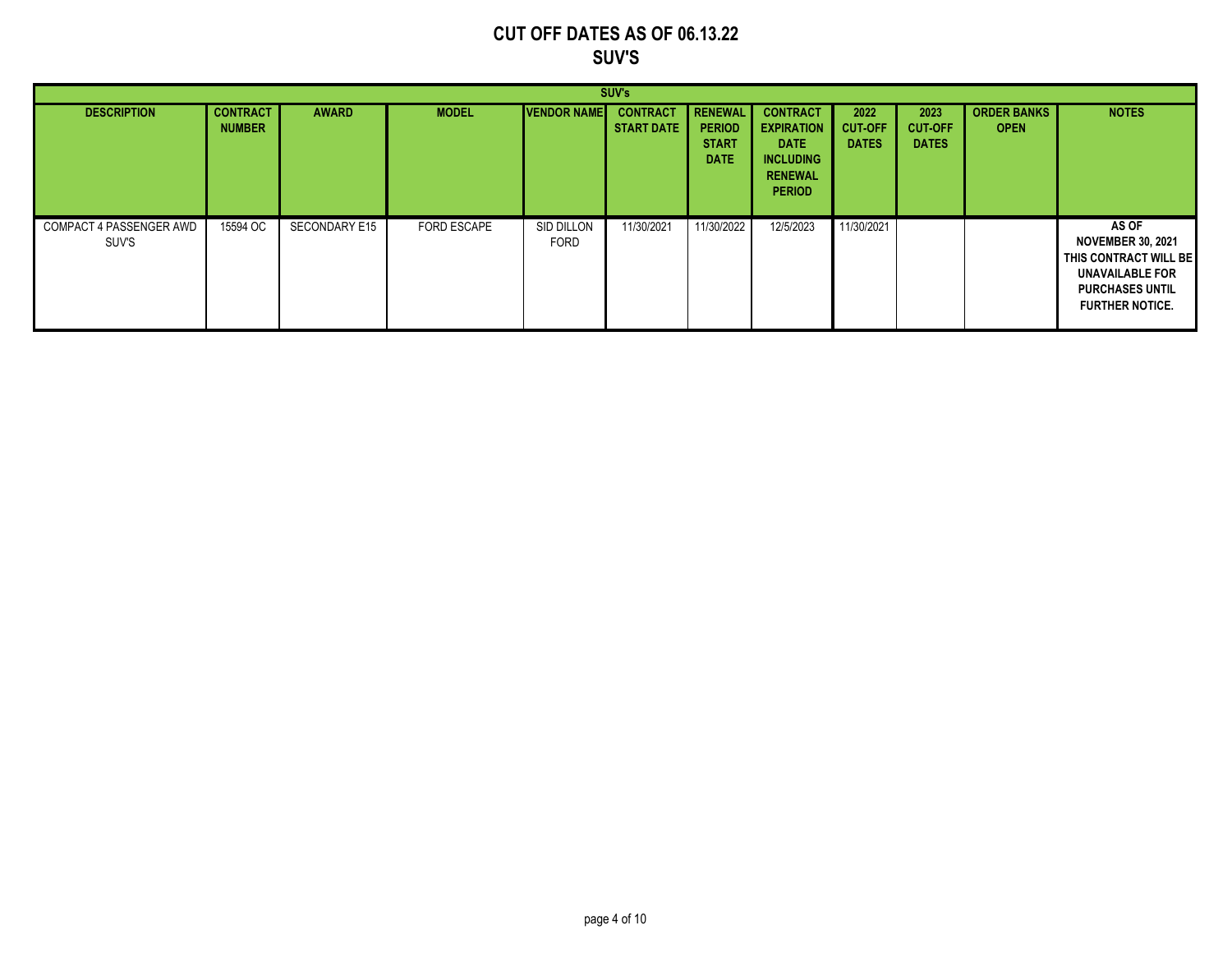# CUT OFF DATES AS OF 06.13.22
# SUV'S

| SUV's | | | | | | | | | | | |
|---|---|---|---|---|---|---|---|---|---|---|---|
| **DESCRIPTION** | **CONTRACT NUMBER** | **AWARD** | **MODEL** | **VENDOR NAME** | **CONTRACT START DATE** | **RENEWAL PERIOD START DATE** | **CONTRACT EXPIRATION DATE INCLUDING RENEWAL PERIOD** | **2022 CUT-OFF DATES** | **2023 CUT-OFF DATES** | **ORDER BANKS OPEN** | **NOTES** |
| COMPACT 4 PASSENGER AWD SUV'S | 15594 OC | SECONDARY E15 | FORD ESCAPE | SID DILLON FORD | 11/30/2021 | 11/30/2022 | 12/5/2023 | 11/30/2021 | | | **AS OF NOVEMBER 30, 2021 THIS CONTRACT WILL BE UNAVAILABLE FOR PURCHASES UNTIL FURTHER NOTICE.** |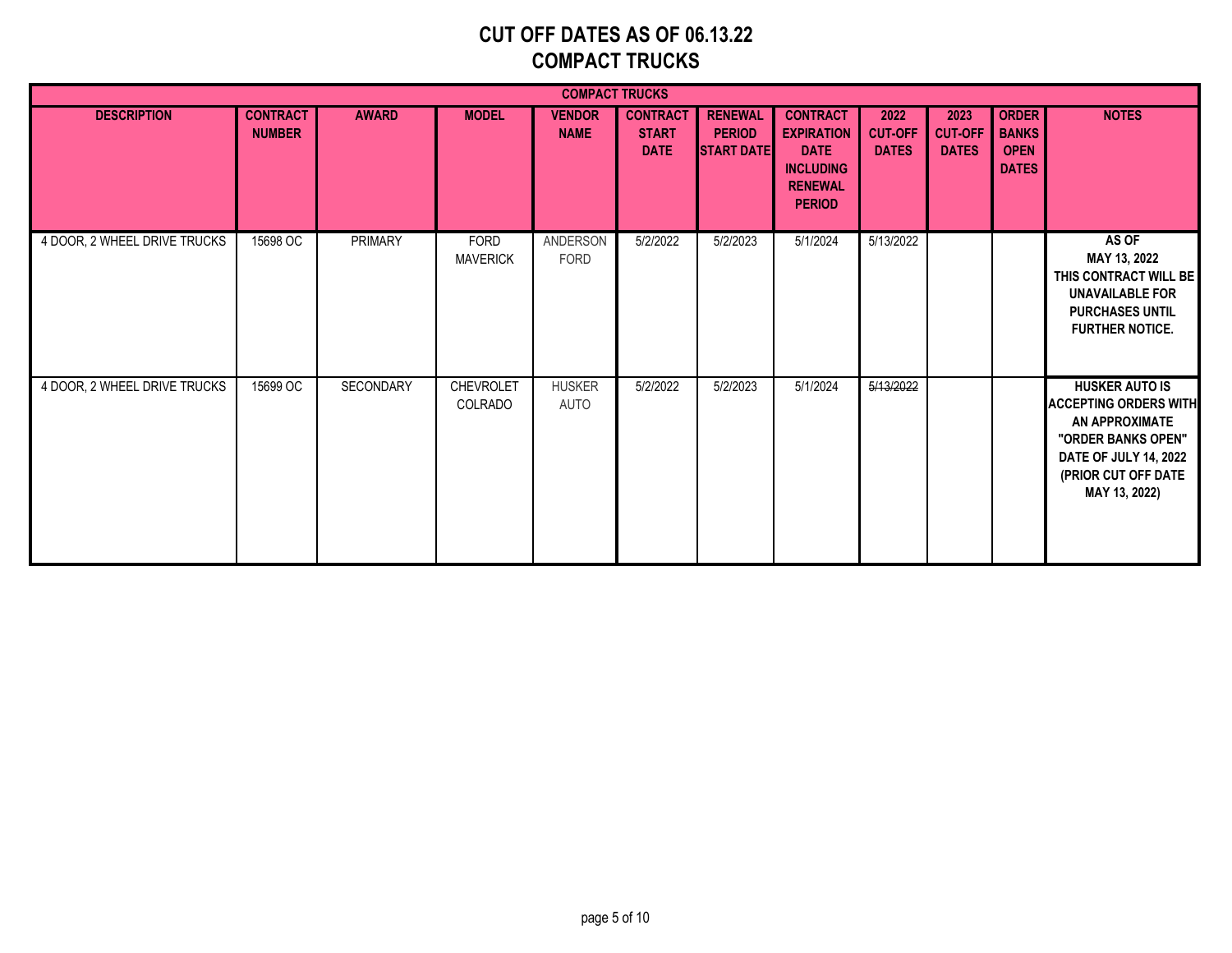# CUT OFF DATES AS OF 06.13.22
# COMPACT TRUCKS

| COMPACT TRUCKS | | | | | | | | | | | |
|---|---|---|---|---|---|---|---|---|---|---|---|
| **DESCRIPTION** | **CONTRACT NUMBER** | **AWARD** | **MODEL** | **VENDOR NAME** | **CONTRACT START DATE** | **RENEWAL PERIOD START DATE** | **CONTRACT EXPIRATION DATE INCLUDING RENEWAL PERIOD** | **2022 CUT-OFF DATES** | **2023 CUT-OFF DATES** | **ORDER BANKS OPEN DATES** | **NOTES** |
| 4 DOOR, 2 WHEEL DRIVE TRUCKS | 15698 OC | PRIMARY | FORD MAVERICK | ANDERSON FORD | 5/2/2022 | 5/2/2023 | 5/1/2024 | 5/13/2022 | | | **AS OF MAY 13, 2022 THIS CONTRACT WILL BE UNAVAILABLE FOR PURCHASES UNTIL FURTHER NOTICE.** |
| 4 DOOR, 2 WHEEL DRIVE TRUCKS | 15699 OC | SECONDARY | CHEVROLET COLRADO | HUSKER AUTO | 5/2/2022 | 5/2/2023 | 5/1/2024 | ~~5/13/2022~~ | | | **HUSKER AUTO IS ACCEPTING ORDERS WITH AN APPROXIMATE "ORDER BANKS OPEN" DATE OF JULY 14, 2022 (PRIOR CUT OFF DATE MAY 13, 2022)** |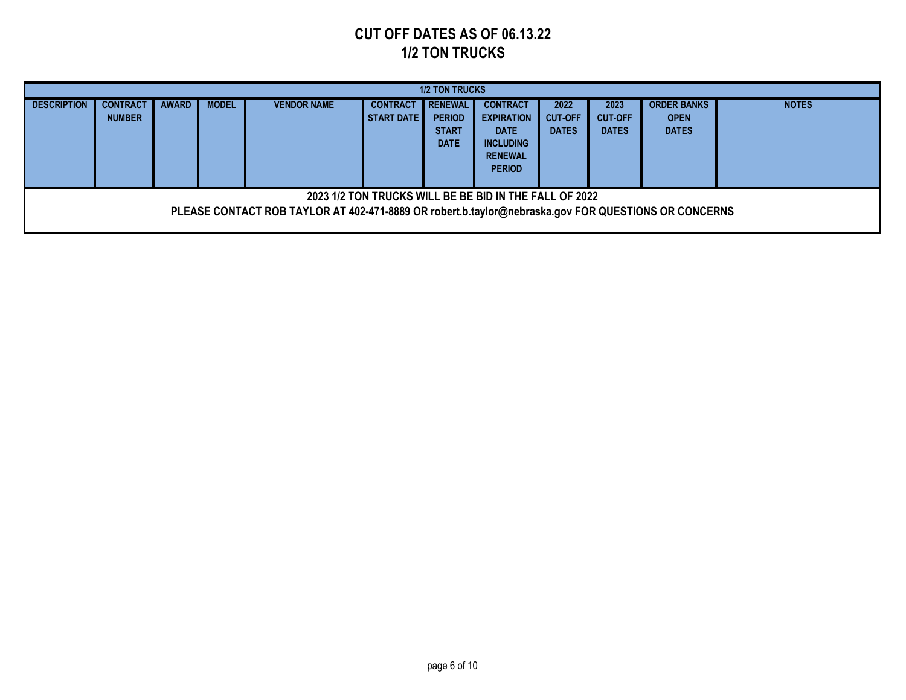# CUT OFF DATES AS OF 06.13.22
## 1/2 TON TRUCKS

| 1/2 TON TRUCKS | | | | | | | | | | | |
|---|---|---|---|---|---|---|---|---|---|---|---|
| DESCRIPTION | CONTRACT NUMBER | AWARD | MODEL | VENDOR NAME | CONTRACT START DATE | RENEWAL PERIOD START DATE | CONTRACT EXPIRATION DATE INCLUDING RENEWAL PERIOD | 2022 CUT-OFF DATES | 2023 CUT-OFF DATES | ORDER BANKS OPEN DATES | NOTES |
| 2023 1/2 TON TRUCKS WILL BE BE BID IN THE FALL OF 2022 PLEASE CONTACT ROB TAYLOR AT 402-471-8889 OR robert.b.taylor@nebraska.gov FOR QUESTIONS OR CONCERNS | | | | | | | | | | | |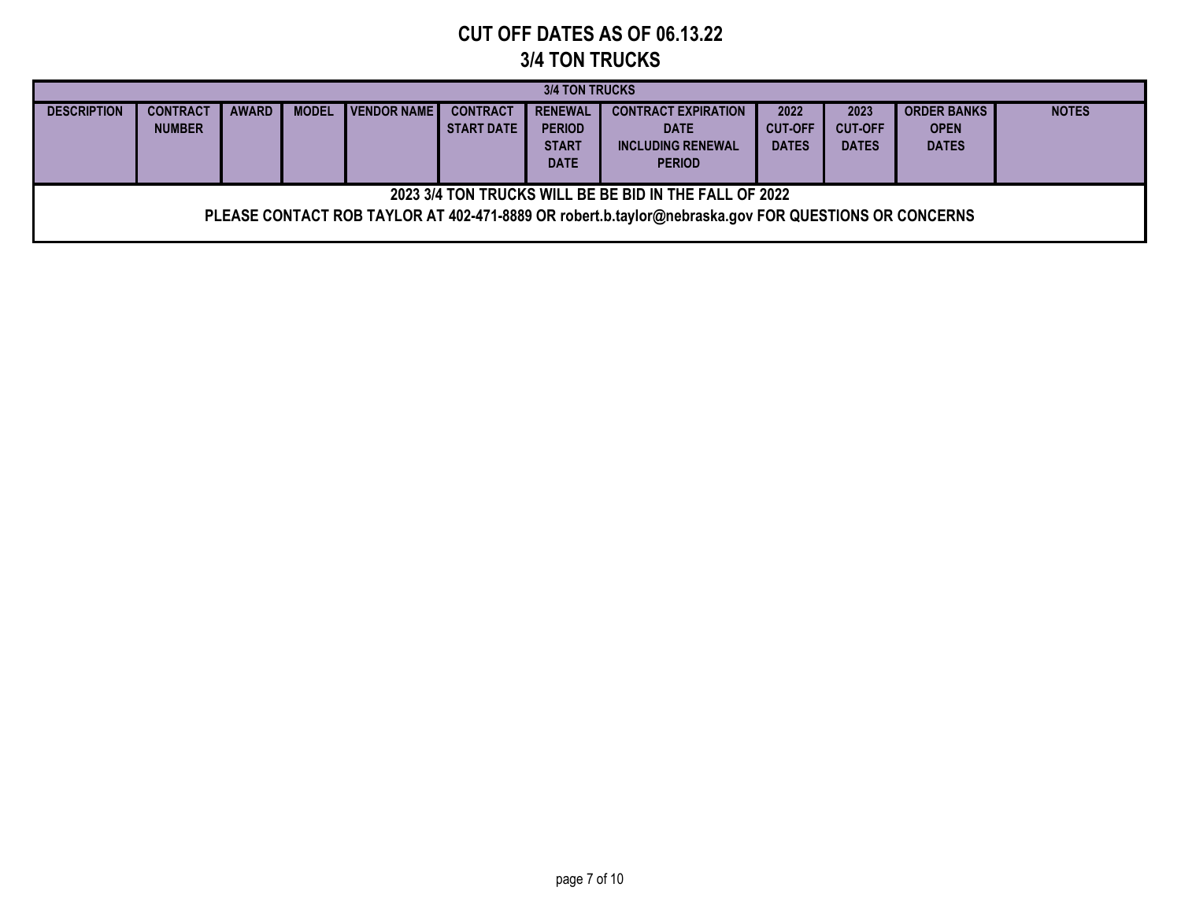# CUT OFF DATES AS OF 06.13.22
## 3/4 TON TRUCKS

| 3/4 TON TRUCKS | | | | | | | | | | | |
|---|---|---|---|---|---|---|---|---|---|---|---|
| **DESCRIPTION** | **CONTRACT NUMBER** | **AWARD** | **MODEL** | **VENDOR NAME** | **CONTRACT START DATE** | **RENEWAL PERIOD START DATE** | **CONTRACT EXPIRATION DATE INCLUDING RENEWAL PERIOD** | **2022 CUT-OFF DATES** | **2023 CUT-OFF DATES** | **ORDER BANKS OPEN DATES** | **NOTES** |
| **2023 3/4 TON TRUCKS WILL BE BE BID IN THE FALL OF 2022** | | | | | | | | | | | |
| **PLEASE CONTACT ROB TAYLOR AT 402-471-8889 OR robert.b.taylor@nebraska.gov FOR QUESTIONS OR CONCERNS** | | | | | | | | | | | |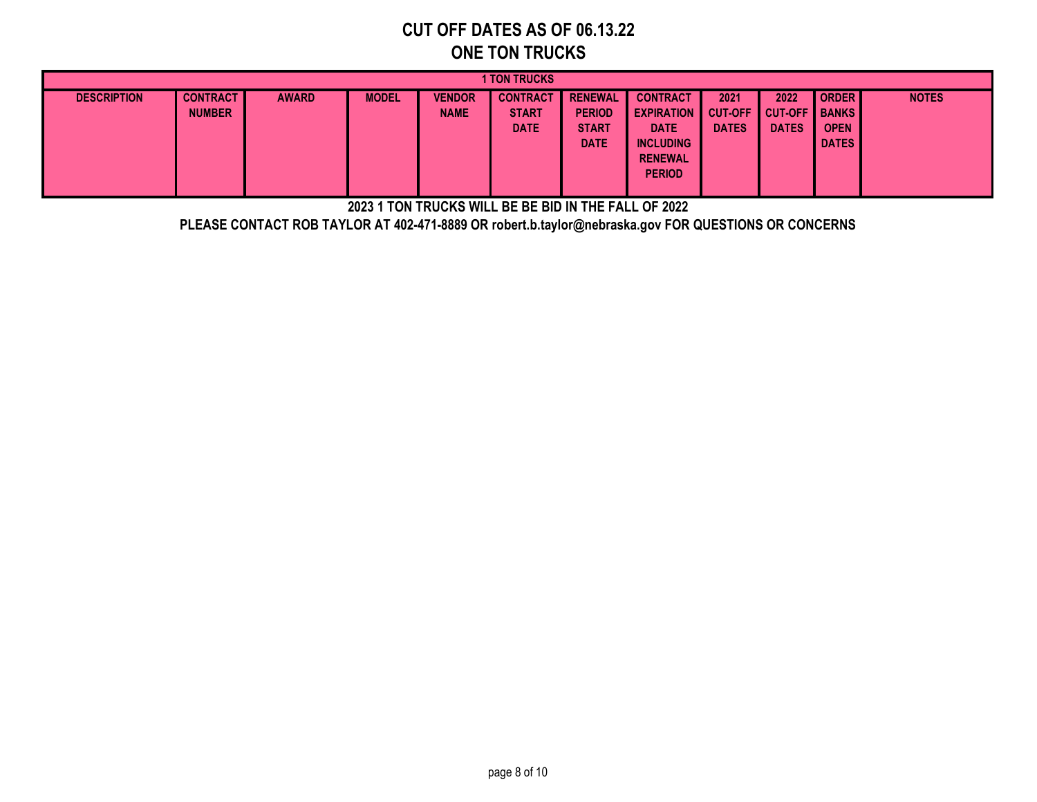# CUT OFF DATES AS OF 06.13.22
# ONE TON TRUCKS

| 1 TON TRUCKS | | | | | | | | | | | |
|---|---|---|---|---|---|---|---|---|---|---|---|
| DESCRIPTION | CONTRACT NUMBER | AWARD | MODEL | VENDOR NAME | CONTRACT START DATE | RENEWAL PERIOD START DATE | CONTRACT EXPIRATION DATE INCLUDING RENEWAL PERIOD | 2021 CUT-OFF DATES | 2022 CUT-OFF DATES | ORDER BANKS OPEN DATES | NOTES |

**2023 1 TON TRUCKS WILL BE BE BID IN THE FALL OF 2022**

**PLEASE CONTACT ROB TAYLOR AT 402-471-8889 OR robert.b.taylor@nebraska.gov FOR QUESTIONS OR CONCERNS**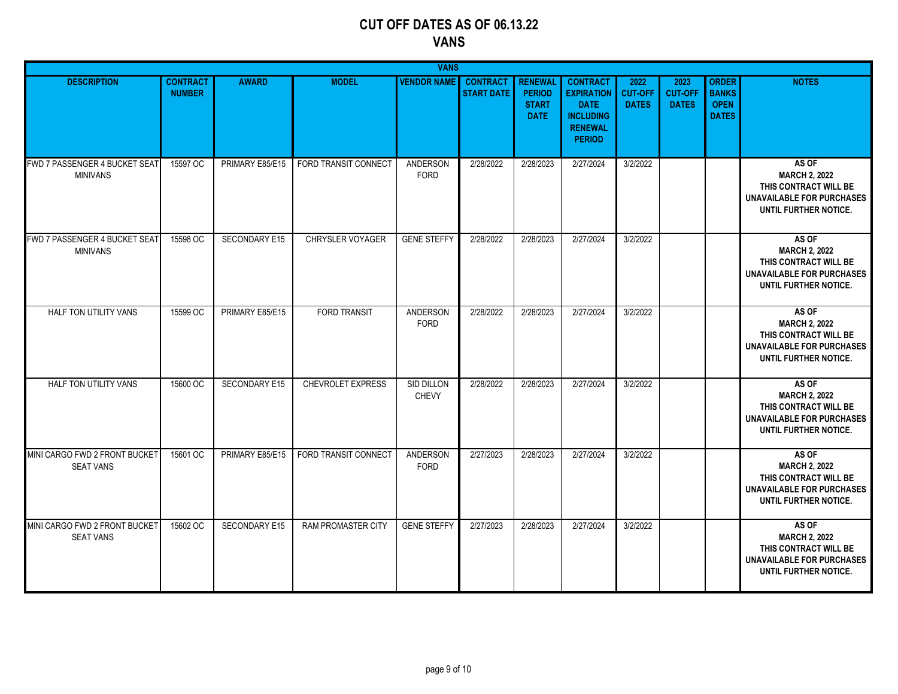# CUT OFF DATES AS OF 06.13.22
## VANS

| VANS | | | | | | | | | | | |
|---|---|---|---|---|---|---|---|---|---|---|---|
| **DESCRIPTION** | **CONTRACT NUMBER** | **AWARD** | **MODEL** | **VENDOR NAME** | **CONTRACT START DATE** | **RENEWAL PERIOD START DATE** | **CONTRACT EXPIRATION DATE INCLUDING RENEWAL PERIOD** | **2022 CUT-OFF DATES** | **2023 CUT-OFF DATES** | **ORDER BANKS OPEN DATES** | **NOTES** |
| FWD 7 PASSENGER 4 BUCKET SEAT MINIVANS | 15597 OC | PRIMARY E85/E15 | FORD TRANSIT CONNECT | ANDERSON FORD | 2/28/2022 | 2/28/2023 | 2/27/2024 | 3/2/2022 | | | **AS OF MARCH 2, 2022 THIS CONTRACT WILL BE UNAVAILABLE FOR PURCHASES UNTIL FURTHER NOTICE.** |
| FWD 7 PASSENGER 4 BUCKET SEAT MINIVANS | 15598 OC | SECONDARY E15 | CHRYSLER VOYAGER | GENE STEFFY | 2/28/2022 | 2/28/2023 | 2/27/2024 | 3/2/2022 | | | **AS OF MARCH 2, 2022 THIS CONTRACT WILL BE UNAVAILABLE FOR PURCHASES UNTIL FURTHER NOTICE.** |
| HALF TON UTILITY VANS | 15599 OC | PRIMARY E85/E15 | FORD TRANSIT | ANDERSON FORD | 2/28/2022 | 2/28/2023 | 2/27/2024 | 3/2/2022 | | | **AS OF MARCH 2, 2022 THIS CONTRACT WILL BE UNAVAILABLE FOR PURCHASES UNTIL FURTHER NOTICE.** |
| HALF TON UTILITY VANS | 15600 OC | SECONDARY E15 | CHEVROLET EXPRESS | SID DILLON CHEVY | 2/28/2022 | 2/28/2023 | 2/27/2024 | 3/2/2022 | | | **AS OF MARCH 2, 2022 THIS CONTRACT WILL BE UNAVAILABLE FOR PURCHASES UNTIL FURTHER NOTICE.** |
| MINI CARGO FWD 2 FRONT BUCKET SEAT VANS | 15601 OC | PRIMARY E85/E15 | FORD TRANSIT CONNECT | ANDERSON FORD | 2/27/2023 | 2/28/2023 | 2/27/2024 | 3/2/2022 | | | **AS OF MARCH 2, 2022 THIS CONTRACT WILL BE UNAVAILABLE FOR PURCHASES UNTIL FURTHER NOTICE.** |
| MINI CARGO FWD 2 FRONT BUCKET SEAT VANS | 15602 OC | SECONDARY E15 | RAM PROMASTER CITY | GENE STEFFY | 2/27/2023 | 2/28/2023 | 2/27/2024 | 3/2/2022 | | | **AS OF MARCH 2, 2022 THIS CONTRACT WILL BE UNAVAILABLE FOR PURCHASES UNTIL FURTHER NOTICE.** |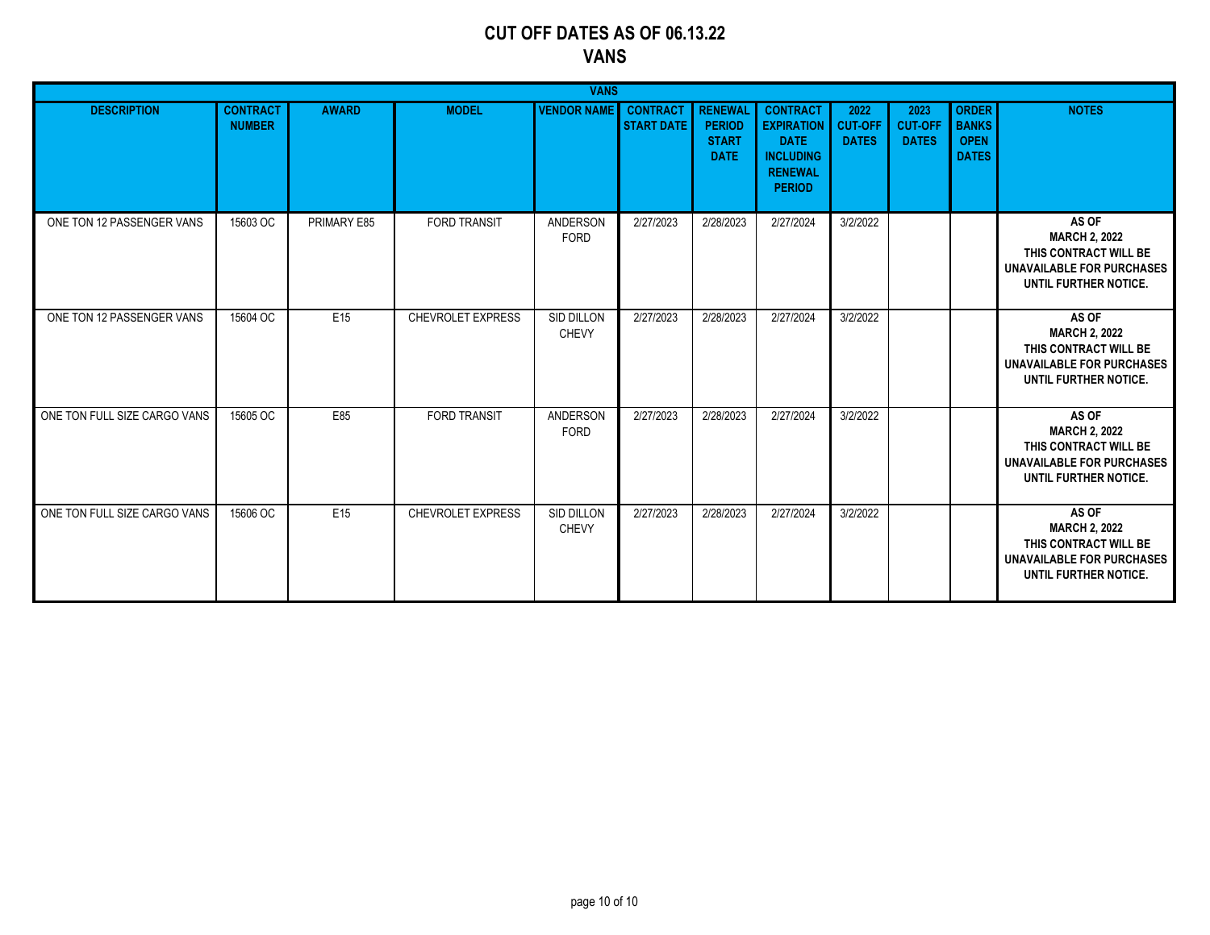# CUT OFF DATES AS OF 06.13.22
# VANS

| VANS | | | | | | | | | | | | |
|---|---|---|---|---|---|---|---|---|---|---|---|---|
| **DESCRIPTION** | **CONTRACT NUMBER** | **AWARD** | **MODEL** | **VENDOR NAME** | **CONTRACT START DATE** | **RENEWAL PERIOD START DATE** | **CONTRACT EXPIRATION DATE INCLUDING RENEWAL PERIOD** | **2022 CUT-OFF DATES** | **2023 CUT-OFF DATES** | **ORDER BANKS OPEN DATES** | **NOTES** |
| ONE TON 12 PASSENGER VANS | 15603 OC | PRIMARY E85 | FORD TRANSIT | ANDERSON FORD | 2/27/2023 | 2/28/2023 | 2/27/2024 | 3/2/2022 | | | **AS OF MARCH 2, 2022 THIS CONTRACT WILL BE UNAVAILABLE FOR PURCHASES UNTIL FURTHER NOTICE.** |
| ONE TON 12 PASSENGER VANS | 15604 OC | E15 | CHEVROLET EXPRESS | SID DILLON CHEVY | 2/27/2023 | 2/28/2023 | 2/27/2024 | 3/2/2022 | | | **AS OF MARCH 2, 2022 THIS CONTRACT WILL BE UNAVAILABLE FOR PURCHASES UNTIL FURTHER NOTICE.** |
| ONE TON FULL SIZE CARGO VANS | 15605 OC | E85 | FORD TRANSIT | ANDERSON FORD | 2/27/2023 | 2/28/2023 | 2/27/2024 | 3/2/2022 | | | **AS OF MARCH 2, 2022 THIS CONTRACT WILL BE UNAVAILABLE FOR PURCHASES UNTIL FURTHER NOTICE.** |
| ONE TON FULL SIZE CARGO VANS | 15606 OC | E15 | CHEVROLET EXPRESS | SID DILLON CHEVY | 2/27/2023 | 2/28/2023 | 2/27/2024 | 3/2/2022 | | | **AS OF MARCH 2, 2022 THIS CONTRACT WILL BE UNAVAILABLE FOR PURCHASES UNTIL FURTHER NOTICE.** |